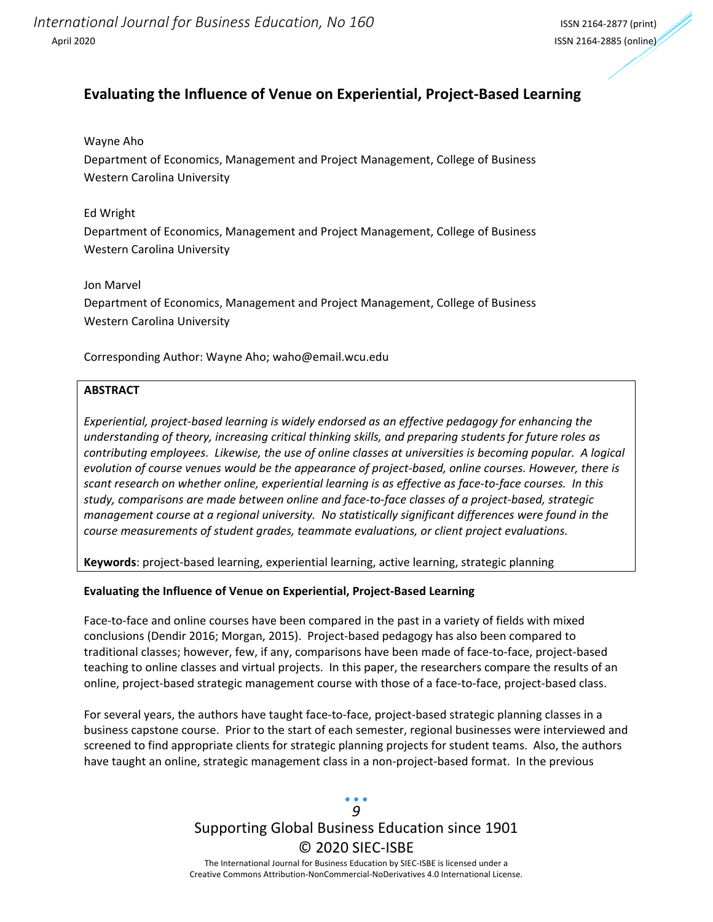# Evaluating the Influence of Venue on Experiential, Project-Based Learning

Wayne Aho
Department of Economics, Management and Project Management, College of Business
Western Carolina University

Ed Wright
Department of Economics, Management and Project Management, College of Business
Western Carolina University

Jon Marvel
Department of Economics, Management and Project Management, College of Business
Western Carolina University

Corresponding Author: Wayne Aho; waho@email.wcu.edu

**ABSTRACT**

*Experiential, project-based learning is widely endorsed as an effective pedagogy for enhancing the understanding of theory, increasing critical thinking skills, and preparing students for future roles as contributing employees. Likewise, the use of online classes at universities is becoming popular. A logical evolution of course venues would be the appearance of project-based, online courses. However, there is scant research on whether online, experiential learning is as effective as face-to-face courses. In this study, comparisons are made between online and face-to-face classes of a project-based, strategic management course at a regional university. No statistically significant differences were found in the course measurements of student grades, teammate evaluations, or client project evaluations.*

**Keywords**: project-based learning, experiential learning, active learning, strategic planning

## Evaluating the Influence of Venue on Experiential, Project-Based Learning

Face-to-face and online courses have been compared in the past in a variety of fields with mixed conclusions (Dendir 2016; Morgan, 2015). Project-based pedagogy has also been compared to traditional classes; however, few, if any, comparisons have been made of face-to-face, project-based teaching to online classes and virtual projects. In this paper, the researchers compare the results of an online, project-based strategic management course with those of a face-to-face, project-based class.

For several years, the authors have taught face-to-face, project-based strategic planning classes in a business capstone course. Prior to the start of each semester, regional businesses were interviewed and screened to find appropriate clients for strategic planning projects for student teams. Also, the authors have taught an online, strategic management class in a non-project-based format. In the previous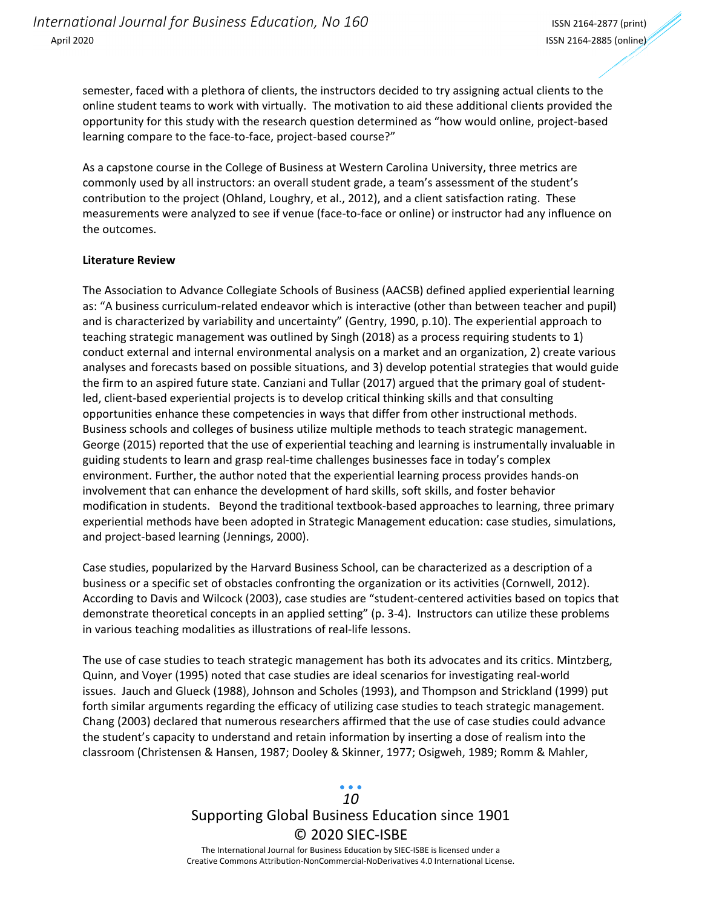semester, faced with a plethora of clients, the instructors decided to try assigning actual clients to the online student teams to work with virtually. The motivation to aid these additional clients provided the opportunity for this study with the research question determined as "how would online, project-based learning compare to the face-to-face, project-based course?"

As a capstone course in the College of Business at Western Carolina University, three metrics are commonly used by all instructors: an overall student grade, a team's assessment of the student's contribution to the project (Ohland, Loughry, et al., 2012), and a client satisfaction rating. These measurements were analyzed to see if venue (face-to-face or online) or instructor had any influence on the outcomes.

**Literature Review**

The Association to Advance Collegiate Schools of Business (AACSB) defined applied experiential learning as: "A business curriculum-related endeavor which is interactive (other than between teacher and pupil) and is characterized by variability and uncertainty" (Gentry, 1990, p.10). The experiential approach to teaching strategic management was outlined by Singh (2018) as a process requiring students to 1) conduct external and internal environmental analysis on a market and an organization, 2) create various analyses and forecasts based on possible situations, and 3) develop potential strategies that would guide the firm to an aspired future state. Canziani and Tullar (2017) argued that the primary goal of student-led, client-based experiential projects is to develop critical thinking skills and that consulting opportunities enhance these competencies in ways that differ from other instructional methods. Business schools and colleges of business utilize multiple methods to teach strategic management. George (2015) reported that the use of experiential teaching and learning is instrumentally invaluable in guiding students to learn and grasp real-time challenges businesses face in today's complex environment. Further, the author noted that the experiential learning process provides hands-on involvement that can enhance the development of hard skills, soft skills, and foster behavior modification in students. Beyond the traditional textbook-based approaches to learning, three primary experiential methods have been adopted in Strategic Management education: case studies, simulations, and project-based learning (Jennings, 2000).

Case studies, popularized by the Harvard Business School, can be characterized as a description of a business or a specific set of obstacles confronting the organization or its activities (Cornwell, 2012). According to Davis and Wilcock (2003), case studies are "student-centered activities based on topics that demonstrate theoretical concepts in an applied setting" (p. 3-4). Instructors can utilize these problems in various teaching modalities as illustrations of real-life lessons.

The use of case studies to teach strategic management has both its advocates and its critics. Mintzberg, Quinn, and Voyer (1995) noted that case studies are ideal scenarios for investigating real-world issues. Jauch and Glueck (1988), Johnson and Scholes (1993), and Thompson and Strickland (1999) put forth similar arguments regarding the efficacy of utilizing case studies to teach strategic management. Chang (2003) declared that numerous researchers affirmed that the use of case studies could advance the student's capacity to understand and retain information by inserting a dose of realism into the classroom (Christensen & Hansen, 1987; Dooley & Skinner, 1977; Osigweh, 1989; Romm & Mahler,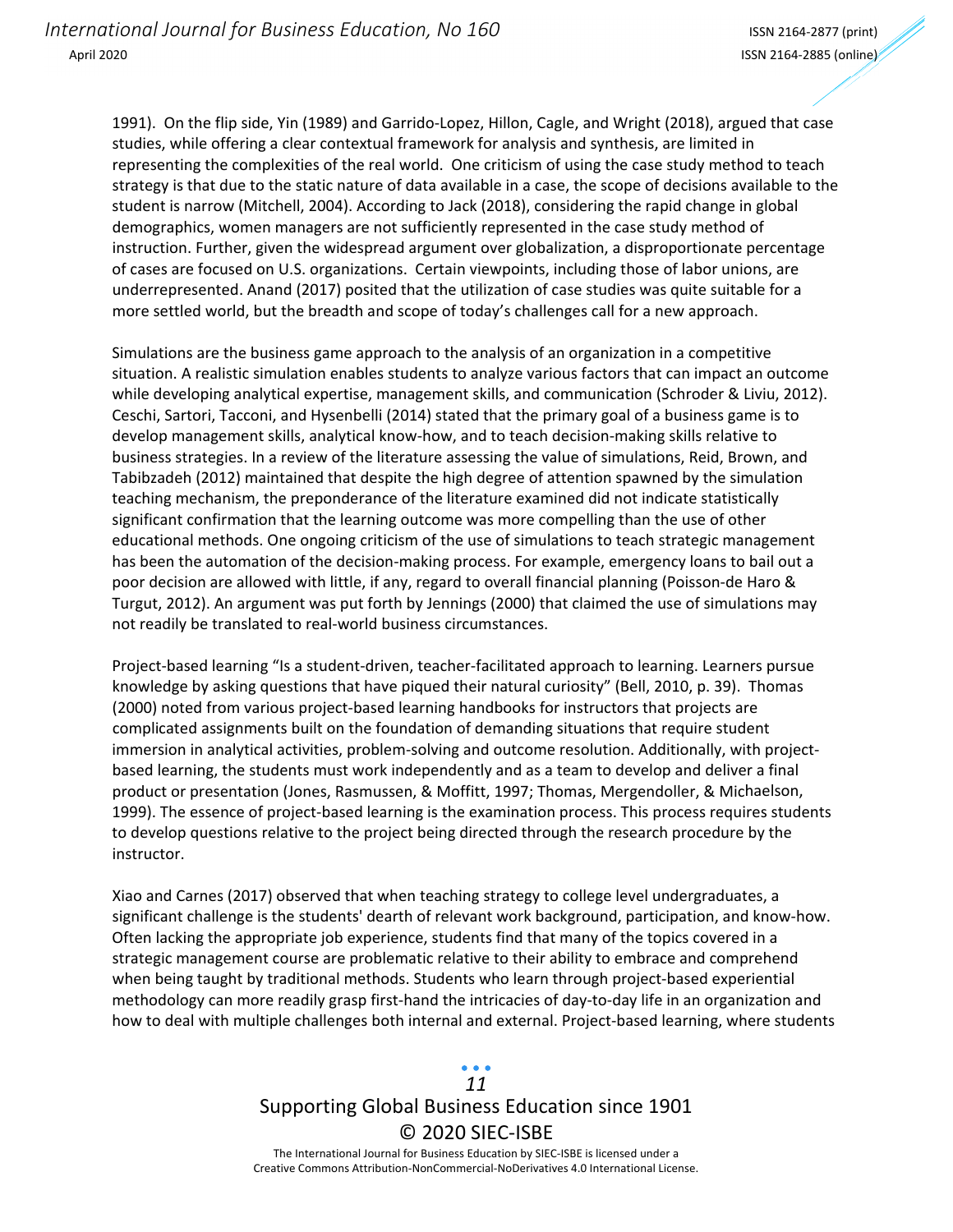1991). On the flip side, Yin (1989) and Garrido-Lopez, Hillon, Cagle, and Wright (2018), argued that case studies, while offering a clear contextual framework for analysis and synthesis, are limited in representing the complexities of the real world. One criticism of using the case study method to teach strategy is that due to the static nature of data available in a case, the scope of decisions available to the student is narrow (Mitchell, 2004). According to Jack (2018), considering the rapid change in global demographics, women managers are not sufficiently represented in the case study method of instruction. Further, given the widespread argument over globalization, a disproportionate percentage of cases are focused on U.S. organizations. Certain viewpoints, including those of labor unions, are underrepresented. Anand (2017) posited that the utilization of case studies was quite suitable for a more settled world, but the breadth and scope of today's challenges call for a new approach.

Simulations are the business game approach to the analysis of an organization in a competitive situation. A realistic simulation enables students to analyze various factors that can impact an outcome while developing analytical expertise, management skills, and communication (Schroder & Liviu, 2012). Ceschi, Sartori, Tacconi, and Hysenbelli (2014) stated that the primary goal of a business game is to develop management skills, analytical know-how, and to teach decision-making skills relative to business strategies. In a review of the literature assessing the value of simulations, Reid, Brown, and Tabibzadeh (2012) maintained that despite the high degree of attention spawned by the simulation teaching mechanism, the preponderance of the literature examined did not indicate statistically significant confirmation that the learning outcome was more compelling than the use of other educational methods. One ongoing criticism of the use of simulations to teach strategic management has been the automation of the decision-making process. For example, emergency loans to bail out a poor decision are allowed with little, if any, regard to overall financial planning (Poisson-de Haro & Turgut, 2012). An argument was put forth by Jennings (2000) that claimed the use of simulations may not readily be translated to real-world business circumstances.

Project-based learning "Is a student-driven, teacher-facilitated approach to learning. Learners pursue knowledge by asking questions that have piqued their natural curiosity" (Bell, 2010, p. 39). Thomas (2000) noted from various project-based learning handbooks for instructors that projects are complicated assignments built on the foundation of demanding situations that require student immersion in analytical activities, problem-solving and outcome resolution. Additionally, with project-based learning, the students must work independently and as a team to develop and deliver a final product or presentation (Jones, Rasmussen, & Moffitt, 1997; Thomas, Mergendoller, & Michaelson, 1999). The essence of project-based learning is the examination process. This process requires students to develop questions relative to the project being directed through the research procedure by the instructor.

Xiao and Carnes (2017) observed that when teaching strategy to college level undergraduates, a significant challenge is the students' dearth of relevant work background, participation, and know-how. Often lacking the appropriate job experience, students find that many of the topics covered in a strategic management course are problematic relative to their ability to embrace and comprehend when being taught by traditional methods. Students who learn through project-based experiential methodology can more readily grasp first-hand the intricacies of day-to-day life in an organization and how to deal with multiple challenges both internal and external. Project-based learning, where students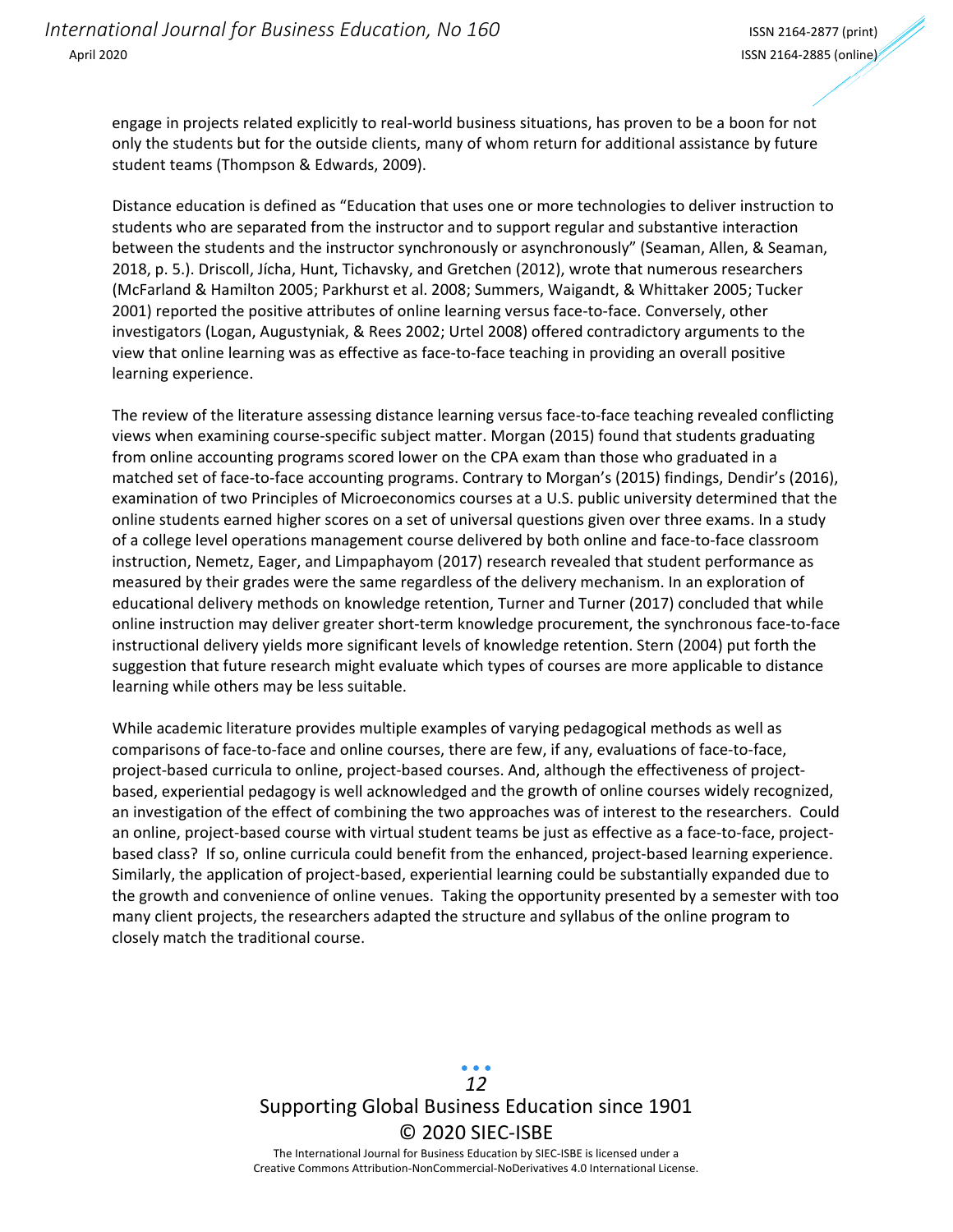engage in projects related explicitly to real-world business situations, has proven to be a boon for not only the students but for the outside clients, many of whom return for additional assistance by future student teams (Thompson & Edwards, 2009).

Distance education is defined as "Education that uses one or more technologies to deliver instruction to students who are separated from the instructor and to support regular and substantive interaction between the students and the instructor synchronously or asynchronously" (Seaman, Allen, & Seaman, 2018, p. 5.). Driscoll, Jícha, Hunt, Tichavsky, and Gretchen (2012), wrote that numerous researchers (McFarland & Hamilton 2005; Parkhurst et al. 2008; Summers, Waigandt, & Whittaker 2005; Tucker 2001) reported the positive attributes of online learning versus face-to-face. Conversely, other investigators (Logan, Augustyniak, & Rees 2002; Urtel 2008) offered contradictory arguments to the view that online learning was as effective as face-to-face teaching in providing an overall positive learning experience.

The review of the literature assessing distance learning versus face-to-face teaching revealed conflicting views when examining course-specific subject matter. Morgan (2015) found that students graduating from online accounting programs scored lower on the CPA exam than those who graduated in a matched set of face-to-face accounting programs. Contrary to Morgan's (2015) findings, Dendir's (2016), examination of two Principles of Microeconomics courses at a U.S. public university determined that the online students earned higher scores on a set of universal questions given over three exams. In a study of a college level operations management course delivered by both online and face-to-face classroom instruction, Nemetz, Eager, and Limpaphayom (2017) research revealed that student performance as measured by their grades were the same regardless of the delivery mechanism. In an exploration of educational delivery methods on knowledge retention, Turner and Turner (2017) concluded that while online instruction may deliver greater short-term knowledge procurement, the synchronous face-to-face instructional delivery yields more significant levels of knowledge retention. Stern (2004) put forth the suggestion that future research might evaluate which types of courses are more applicable to distance learning while others may be less suitable.

While academic literature provides multiple examples of varying pedagogical methods as well as comparisons of face-to-face and online courses, there are few, if any, evaluations of face-to-face, project-based curricula to online, project-based courses. And, although the effectiveness of project-based, experiential pedagogy is well acknowledged and the growth of online courses widely recognized, an investigation of the effect of combining the two approaches was of interest to the researchers. Could an online, project-based course with virtual student teams be just as effective as a face-to-face, project-based class? If so, online curricula could benefit from the enhanced, project-based learning experience. Similarly, the application of project-based, experiential learning could be substantially expanded due to the growth and convenience of online venues. Taking the opportunity presented by a semester with too many client projects, the researchers adapted the structure and syllabus of the online program to closely match the traditional course.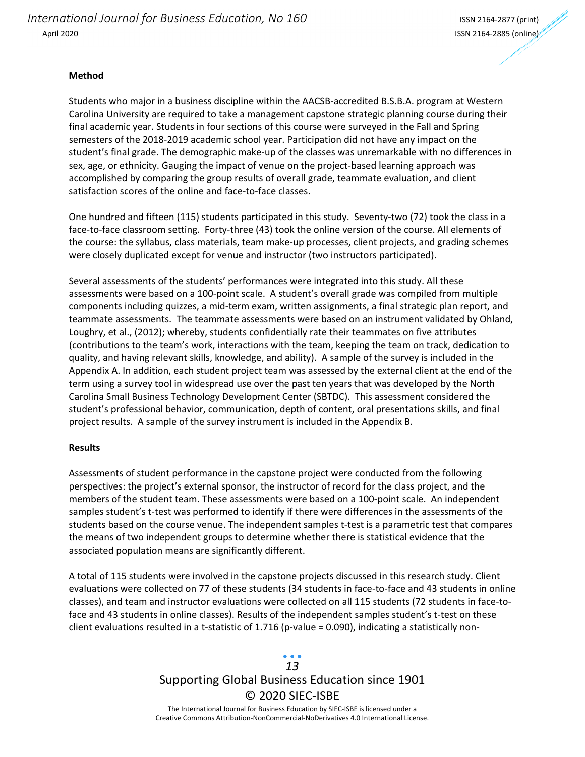**Method**

Students who major in a business discipline within the AACSB-accredited B.S.B.A. program at Western Carolina University are required to take a management capstone strategic planning course during their final academic year. Students in four sections of this course were surveyed in the Fall and Spring semesters of the 2018-2019 academic school year. Participation did not have any impact on the student's final grade. The demographic make-up of the classes was unremarkable with no differences in sex, age, or ethnicity. Gauging the impact of venue on the project-based learning approach was accomplished by comparing the group results of overall grade, teammate evaluation, and client satisfaction scores of the online and face-to-face classes.

One hundred and fifteen (115) students participated in this study. Seventy-two (72) took the class in a face-to-face classroom setting. Forty-three (43) took the online version of the course. All elements of the course: the syllabus, class materials, team make-up processes, client projects, and grading schemes were closely duplicated except for venue and instructor (two instructors participated).

Several assessments of the students' performances were integrated into this study. All these assessments were based on a 100-point scale. A student's overall grade was compiled from multiple components including quizzes, a mid-term exam, written assignments, a final strategic plan report, and teammate assessments. The teammate assessments were based on an instrument validated by Ohland, Loughry, et al., (2012); whereby, students confidentially rate their teammates on five attributes (contributions to the team's work, interactions with the team, keeping the team on track, dedication to quality, and having relevant skills, knowledge, and ability). A sample of the survey is included in the Appendix A. In addition, each student project team was assessed by the external client at the end of the term using a survey tool in widespread use over the past ten years that was developed by the North Carolina Small Business Technology Development Center (SBTDC). This assessment considered the student's professional behavior, communication, depth of content, oral presentations skills, and final project results. A sample of the survey instrument is included in the Appendix B.

**Results**

Assessments of student performance in the capstone project were conducted from the following perspectives: the project's external sponsor, the instructor of record for the class project, and the members of the student team. These assessments were based on a 100-point scale. An independent samples student's t-test was performed to identify if there were differences in the assessments of the students based on the course venue. The independent samples t-test is a parametric test that compares the means of two independent groups to determine whether there is statistical evidence that the associated population means are significantly different.

A total of 115 students were involved in the capstone projects discussed in this research study. Client evaluations were collected on 77 of these students (34 students in face-to-face and 43 students in online classes), and team and instructor evaluations were collected on all 115 students (72 students in face-to-face and 43 students in online classes). Results of the independent samples student's t-test on these client evaluations resulted in a t-statistic of 1.716 (p-value = 0.090), indicating a statistically non-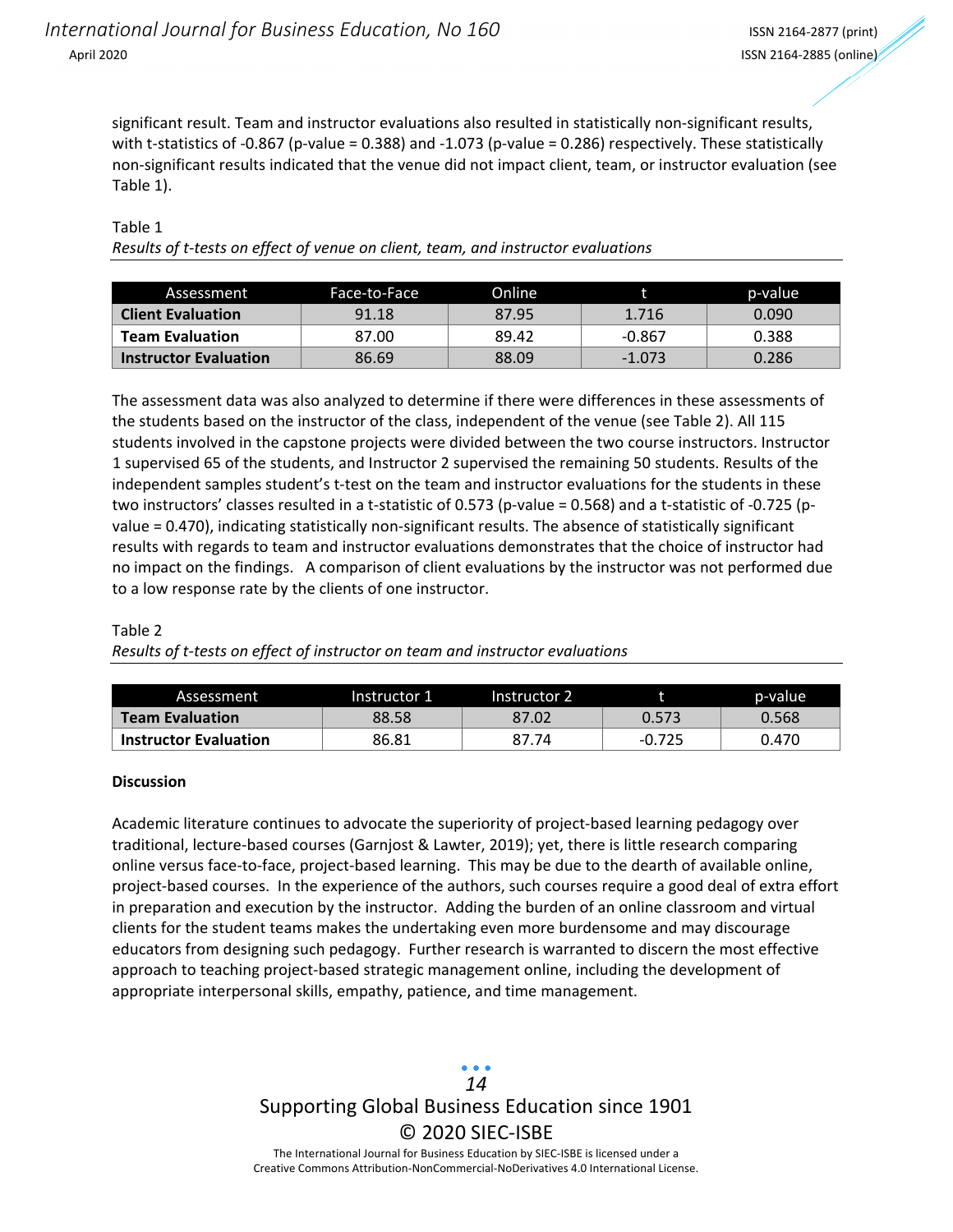significant result. Team and instructor evaluations also resulted in statistically non-significant results, with t-statistics of -0.867 (p-value = 0.388) and -1.073 (p-value = 0.286) respectively. These statistically non-significant results indicated that the venue did not impact client, team, or instructor evaluation (see Table 1).

Table 1

*Results of t-tests on effect of venue on client, team, and instructor evaluations*

| Assessment | Face-to-Face | Online | t | p-value |
|---|---|---|---|---|
| **Client Evaluation** | 91.18 | 87.95 | 1.716 | 0.090 |
| **Team Evaluation** | 87.00 | 89.42 | -0.867 | 0.388 |
| **Instructor Evaluation** | 86.69 | 88.09 | -1.073 | 0.286 |

The assessment data was also analyzed to determine if there were differences in these assessments of the students based on the instructor of the class, independent of the venue (see Table 2). All 115 students involved in the capstone projects were divided between the two course instructors. Instructor 1 supervised 65 of the students, and Instructor 2 supervised the remaining 50 students. Results of the independent samples student's t-test on the team and instructor evaluations for the students in these two instructors' classes resulted in a t-statistic of 0.573 (p-value = 0.568) and a t-statistic of -0.725 (p-value = 0.470), indicating statistically non-significant results. The absence of statistically significant results with regards to team and instructor evaluations demonstrates that the choice of instructor had no impact on the findings. A comparison of client evaluations by the instructor was not performed due to a low response rate by the clients of one instructor.

Table 2

*Results of t-tests on effect of instructor on team and instructor evaluations*

| Assessment | Instructor 1 | Instructor 2 | t | p-value |
|---|---|---|---|---|
| **Team Evaluation** | 88.58 | 87.02 | 0.573 | 0.568 |
| **Instructor Evaluation** | 86.81 | 87.74 | -0.725 | 0.470 |

**Discussion**

Academic literature continues to advocate the superiority of project-based learning pedagogy over traditional, lecture-based courses (Garnjost & Lawter, 2019); yet, there is little research comparing online versus face-to-face, project-based learning. This may be due to the dearth of available online, project-based courses. In the experience of the authors, such courses require a good deal of extra effort in preparation and execution by the instructor. Adding the burden of an online classroom and virtual clients for the student teams makes the undertaking even more burdensome and may discourage educators from designing such pedagogy. Further research is warranted to discern the most effective approach to teaching project-based strategic management online, including the development of appropriate interpersonal skills, empathy, patience, and time management.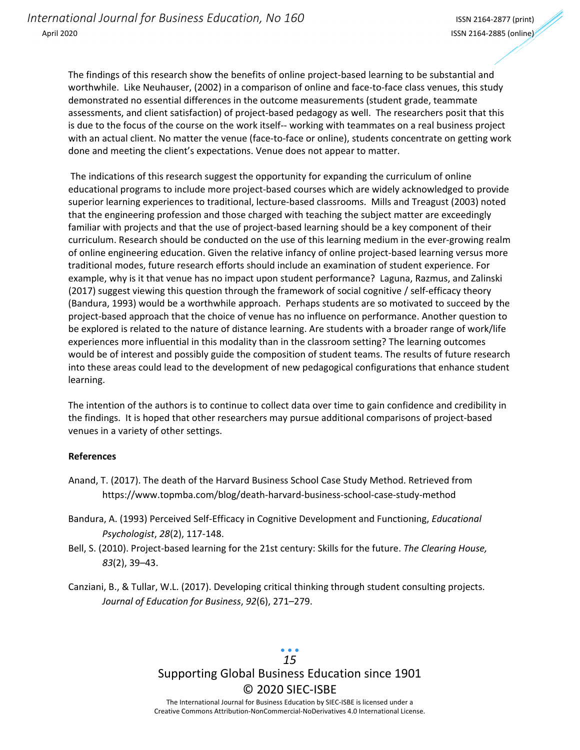The findings of this research show the benefits of online project-based learning to be substantial and worthwhile. Like Neuhauser, (2002) in a comparison of online and face-to-face class venues, this study demonstrated no essential differences in the outcome measurements (student grade, teammate assessments, and client satisfaction) of project-based pedagogy as well. The researchers posit that this is due to the focus of the course on the work itself-- working with teammates on a real business project with an actual client. No matter the venue (face-to-face or online), students concentrate on getting work done and meeting the client's expectations. Venue does not appear to matter.

The indications of this research suggest the opportunity for expanding the curriculum of online educational programs to include more project-based courses which are widely acknowledged to provide superior learning experiences to traditional, lecture-based classrooms. Mills and Treagust (2003) noted that the engineering profession and those charged with teaching the subject matter are exceedingly familiar with projects and that the use of project-based learning should be a key component of their curriculum. Research should be conducted on the use of this learning medium in the ever-growing realm of online engineering education. Given the relative infancy of online project-based learning versus more traditional modes, future research efforts should include an examination of student experience. For example, why is it that venue has no impact upon student performance? Laguna, Razmus, and Zalinski (2017) suggest viewing this question through the framework of social cognitive / self-efficacy theory (Bandura, 1993) would be a worthwhile approach. Perhaps students are so motivated to succeed by the project-based approach that the choice of venue has no influence on performance. Another question to be explored is related to the nature of distance learning. Are students with a broader range of work/life experiences more influential in this modality than in the classroom setting? The learning outcomes would be of interest and possibly guide the composition of student teams. The results of future research into these areas could lead to the development of new pedagogical configurations that enhance student learning.

The intention of the authors is to continue to collect data over time to gain confidence and credibility in the findings. It is hoped that other researchers may pursue additional comparisons of project-based venues in a variety of other settings.

**References**

Anand, T. (2017). The death of the Harvard Business School Case Study Method. Retrieved from https://www.topmba.com/blog/death-harvard-business-school-case-study-method

Bandura, A. (1993) Perceived Self-Efficacy in Cognitive Development and Functioning, *Educational Psychologist*, *28*(2), 117-148.

Bell, S. (2010). Project-based learning for the 21st century: Skills for the future. *The Clearing House, 83*(2), 39–43.

Canziani, B., & Tullar, W.L. (2017). Developing critical thinking through student consulting projects. *Journal of Education for Business*, *92*(6), 271–279.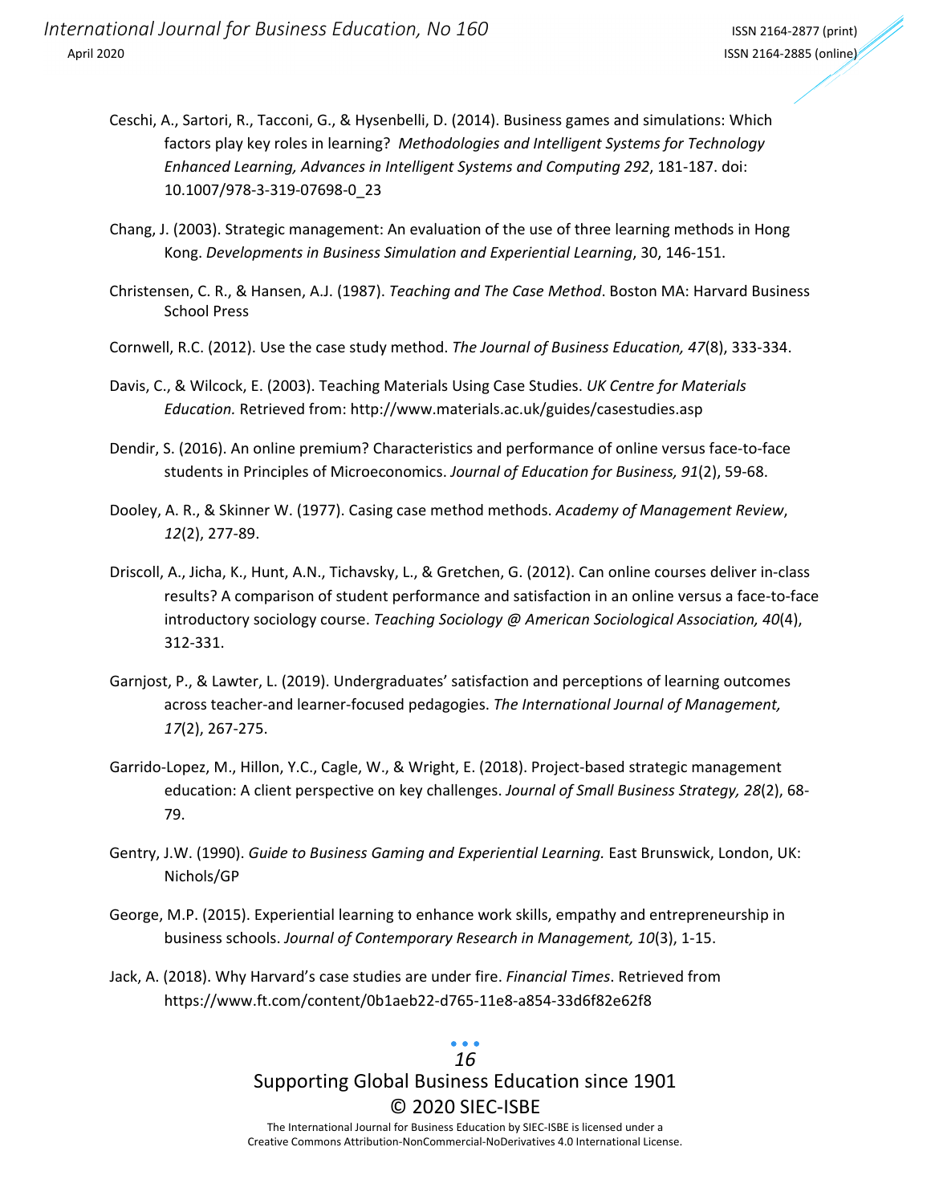Ceschi, A., Sartori, R., Tacconi, G., & Hysenbelli, D. (2014). Business games and simulations: Which factors play key roles in learning? *Methodologies and Intelligent Systems for Technology Enhanced Learning, Advances in Intelligent Systems and Computing 292*, 181-187. doi: 10.1007/978-3-319-07698-0_23

Chang, J. (2003). Strategic management: An evaluation of the use of three learning methods in Hong Kong. *Developments in Business Simulation and Experiential Learning*, 30, 146-151.

Christensen, C. R., & Hansen, A.J. (1987). *Teaching and The Case Method*. Boston MA: Harvard Business School Press

Cornwell, R.C. (2012). Use the case study method. *The Journal of Business Education, 47*(8), 333-334.

Davis, C., & Wilcock, E. (2003). Teaching Materials Using Case Studies. *UK Centre for Materials Education.* Retrieved from: http://www.materials.ac.uk/guides/casestudies.asp

Dendir, S. (2016). An online premium? Characteristics and performance of online versus face-to-face students in Principles of Microeconomics. *Journal of Education for Business, 91*(2), 59-68.

Dooley, A. R., & Skinner W. (1977). Casing case method methods. *Academy of Management Review*, *12*(2), 277-89.

Driscoll, A., Jicha, K., Hunt, A.N., Tichavsky, L., & Gretchen, G. (2012). Can online courses deliver in-class results? A comparison of student performance and satisfaction in an online versus a face-to-face introductory sociology course. *Teaching Sociology @ American Sociological Association, 40*(4), 312-331.

Garnjost, P., & Lawter, L. (2019). Undergraduates' satisfaction and perceptions of learning outcomes across teacher-and learner-focused pedagogies. *The International Journal of Management, 17*(2), 267-275.

Garrido-Lopez, M., Hillon, Y.C., Cagle, W., & Wright, E. (2018). Project-based strategic management education: A client perspective on key challenges. *Journal of Small Business Strategy, 28*(2), 68-79.

Gentry, J.W. (1990). *Guide to Business Gaming and Experiential Learning.* East Brunswick, London, UK: Nichols/GP

George, M.P. (2015). Experiential learning to enhance work skills, empathy and entrepreneurship in business schools. *Journal of Contemporary Research in Management, 10*(3), 1-15.

Jack, A. (2018). Why Harvard's case studies are under fire. *Financial Times*. Retrieved from https://www.ft.com/content/0b1aeb22-d765-11e8-a854-33d6f82e62f8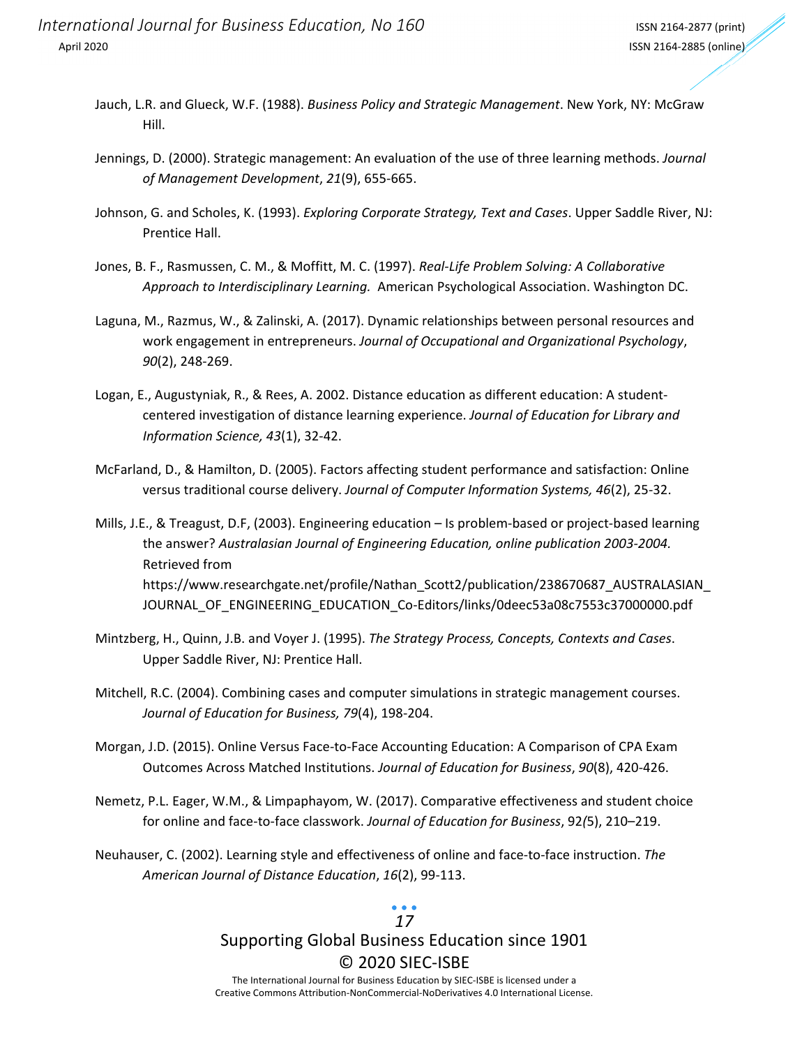Jauch, L.R. and Glueck, W.F. (1988). *Business Policy and Strategic Management*. New York, NY: McGraw Hill.

Jennings, D. (2000). Strategic management: An evaluation of the use of three learning methods. *Journal of Management Development*, *21*(9), 655-665.

Johnson, G. and Scholes, K. (1993). *Exploring Corporate Strategy, Text and Cases*. Upper Saddle River, NJ: Prentice Hall.

Jones, B. F., Rasmussen, C. M., & Moffitt, M. C. (1997). *Real-Life Problem Solving: A Collaborative Approach to Interdisciplinary Learning.* American Psychological Association. Washington DC.

Laguna, M., Razmus, W., & Zalinski, A. (2017). Dynamic relationships between personal resources and work engagement in entrepreneurs. *Journal of Occupational and Organizational Psychology*, *90*(2), 248-269.

Logan, E., Augustyniak, R., & Rees, A. 2002. Distance education as different education: A student-centered investigation of distance learning experience. *Journal of Education for Library and Information Science, 43*(1), 32-42.

McFarland, D., & Hamilton, D. (2005). Factors affecting student performance and satisfaction: Online versus traditional course delivery. *Journal of Computer Information Systems, 46*(2), 25-32.

Mills, J.E., & Treagust, D.F, (2003). Engineering education – Is problem-based or project-based learning the answer? *Australasian Journal of Engineering Education, online publication 2003-2004.* Retrieved from https://www.researchgate.net/profile/Nathan_Scott2/publication/238670687_AUSTRALASIAN_JOURNAL_OF_ENGINEERING_EDUCATION_Co-Editors/links/0deec53a08c7553c37000000.pdf

Mintzberg, H., Quinn, J.B. and Voyer J. (1995). *The Strategy Process, Concepts, Contexts and Cases*. Upper Saddle River, NJ: Prentice Hall.

Mitchell, R.C. (2004). Combining cases and computer simulations in strategic management courses. *Journal of Education for Business, 79*(4), 198-204.

Morgan, J.D. (2015). Online Versus Face-to-Face Accounting Education: A Comparison of CPA Exam Outcomes Across Matched Institutions. *Journal of Education for Business*, *90*(8), 420-426.

Nemetz, P.L. Eager, W.M., & Limpaphayom, W. (2017). Comparative effectiveness and student choice for online and face-to-face classwork. *Journal of Education for Business*, 92*(*5), 210–219.

Neuhauser, C. (2002). Learning style and effectiveness of online and face-to-face instruction. *The American Journal of Distance Education*, *16*(2), 99-113.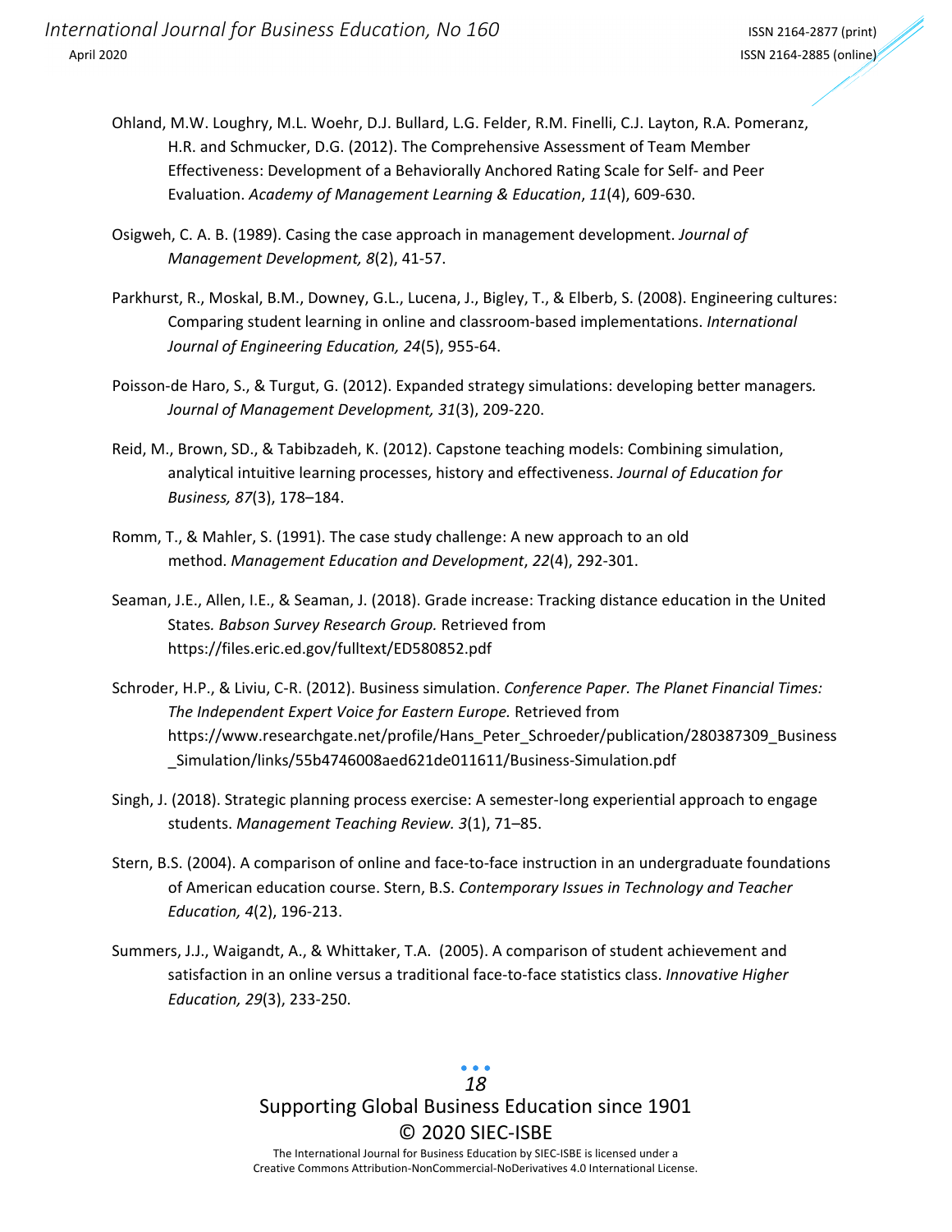Ohland, M.W. Loughry, M.L. Woehr, D.J. Bullard, L.G. Felder, R.M. Finelli, C.J. Layton, R.A. Pomeranz, H.R. and Schmucker, D.G. (2012). The Comprehensive Assessment of Team Member Effectiveness: Development of a Behaviorally Anchored Rating Scale for Self- and Peer Evaluation. *Academy of Management Learning & Education*, *11*(4), 609-630.

Osigweh, C. A. B. (1989). Casing the case approach in management development. *Journal of Management Development, 8*(2), 41-57.

Parkhurst, R., Moskal, B.M., Downey, G.L., Lucena, J., Bigley, T., & Elberb, S. (2008). Engineering cultures: Comparing student learning in online and classroom-based implementations. *International Journal of Engineering Education, 24*(5), 955-64.

Poisson-de Haro, S., & Turgut, G. (2012). Expanded strategy simulations: developing better managers. *Journal of Management Development, 31*(3), 209-220.

Reid, M., Brown, SD., & Tabibzadeh, K. (2012). Capstone teaching models: Combining simulation, analytical intuitive learning processes, history and effectiveness. *Journal of Education for Business, 87*(3), 178–184.

Romm, T., & Mahler, S. (1991). The case study challenge: A new approach to an old method. *Management Education and Development*, *22*(4), 292-301.

Seaman, J.E., Allen, I.E., & Seaman, J. (2018). Grade increase: Tracking distance education in the United States*. Babson Survey Research Group.* Retrieved from https://files.eric.ed.gov/fulltext/ED580852.pdf

Schroder, H.P., & Liviu, C-R. (2012). Business simulation. *Conference Paper. The Planet Financial Times: The Independent Expert Voice for Eastern Europe.* Retrieved from https://www.researchgate.net/profile/Hans_Peter_Schroeder/publication/280387309_Business_Simulation/links/55b4746008aed621de011611/Business-Simulation.pdf

Singh, J. (2018). Strategic planning process exercise: A semester-long experiential approach to engage students. *Management Teaching Review. 3*(1), 71–85.

Stern, B.S. (2004). A comparison of online and face-to-face instruction in an undergraduate foundations of American education course. Stern, B.S. *Contemporary Issues in Technology and Teacher Education, 4*(2), 196-213.

Summers, J.J., Waigandt, A., & Whittaker, T.A. (2005). A comparison of student achievement and satisfaction in an online versus a traditional face-to-face statistics class. *Innovative Higher Education, 29*(3), 233-250.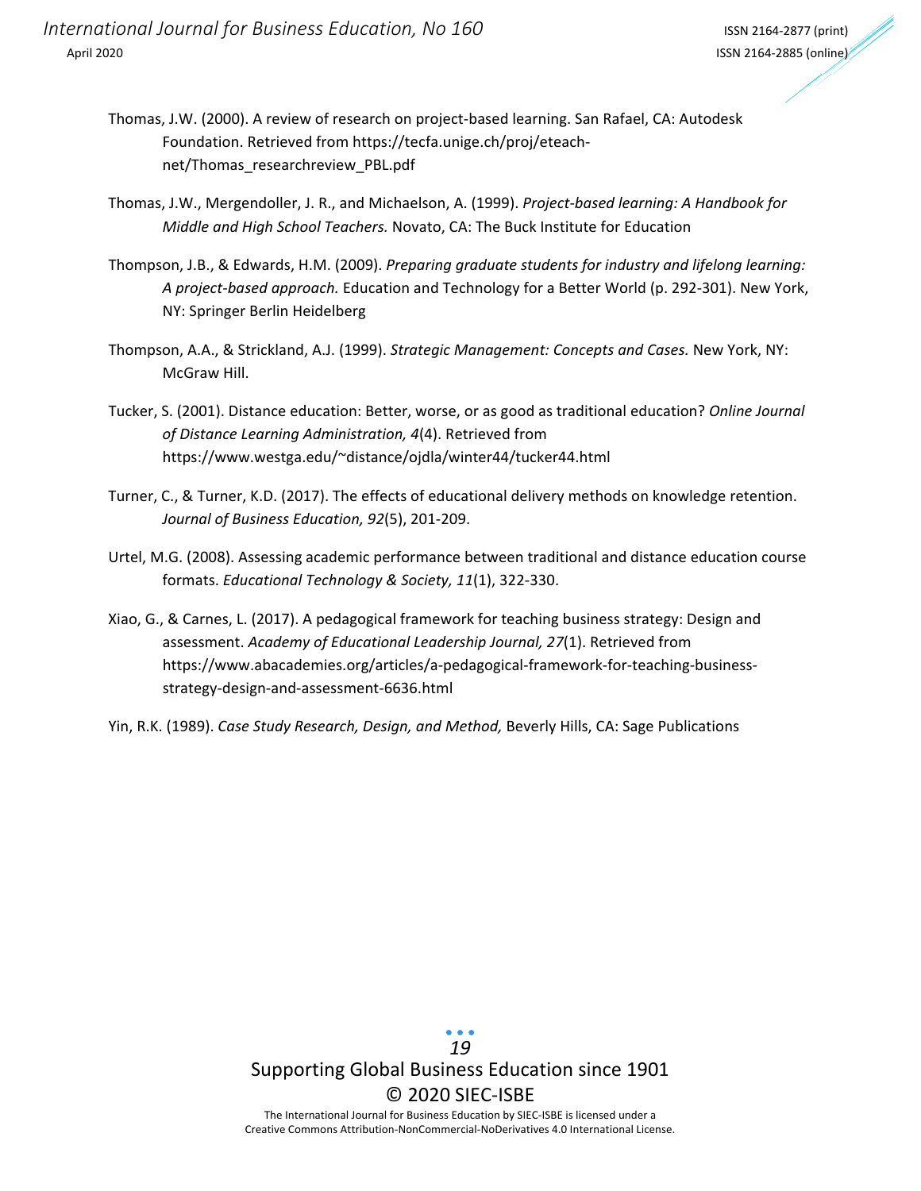Thomas, J.W. (2000). A review of research on project-based learning. San Rafael, CA: Autodesk Foundation. Retrieved from https://tecfa.unige.ch/proj/eteach-net/Thomas_researchreview_PBL.pdf

Thomas, J.W., Mergendoller, J. R., and Michaelson, A. (1999). *Project-based learning: A Handbook for Middle and High School Teachers.* Novato, CA: The Buck Institute for Education

Thompson, J.B., & Edwards, H.M. (2009). *Preparing graduate students for industry and lifelong learning: A project-based approach.* Education and Technology for a Better World (p. 292-301). New York, NY: Springer Berlin Heidelberg

Thompson, A.A., & Strickland, A.J. (1999). *Strategic Management: Concepts and Cases.* New York, NY: McGraw Hill.

Tucker, S. (2001). Distance education: Better, worse, or as good as traditional education? *Online Journal of Distance Learning Administration, 4*(4). Retrieved from https://www.westga.edu/~distance/ojdla/winter44/tucker44.html

Turner, C., & Turner, K.D. (2017). The effects of educational delivery methods on knowledge retention. *Journal of Business Education, 92*(5), 201-209.

Urtel, M.G. (2008). Assessing academic performance between traditional and distance education course formats. *Educational Technology & Society, 11*(1), 322-330.

Xiao, G., & Carnes, L. (2017). A pedagogical framework for teaching business strategy: Design and assessment. *Academy of Educational Leadership Journal, 27*(1). Retrieved from https://www.abacademies.org/articles/a-pedagogical-framework-for-teaching-business-strategy-design-and-assessment-6636.html

Yin, R.K. (1989). *Case Study Research, Design, and Method,* Beverly Hills, CA: Sage Publications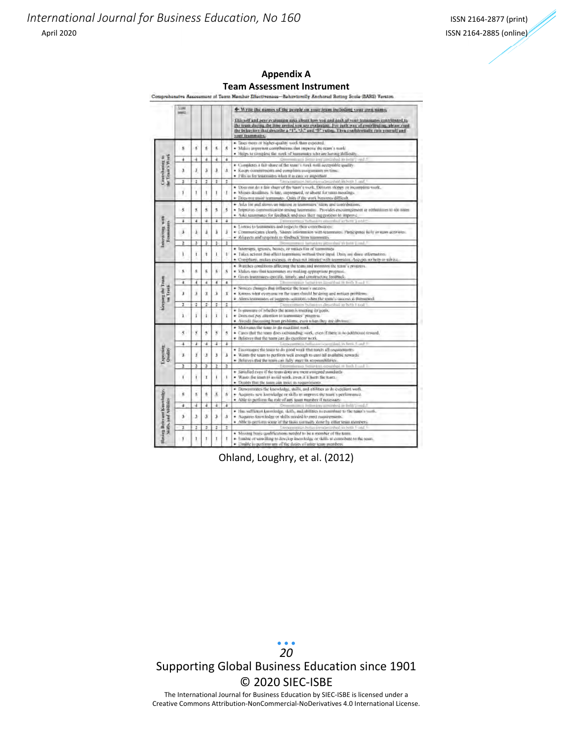## Appendix A
## Team Assessment Instrument

Comprehensive Assessment of Team Member Effectiveness—Behaviorally Anchored Rating Scale (BARS) Version

| | Your name: | | | | | ← Write the names of the people on your team including your own name. This self and peer evaluation asks about how you and each of your teammates contributed to the team during the time period you are evaluating. For each way of contributing, please read the behaviors that describe a "1," "3," and "5" rating. Then confidentially rate yourself and your teammates. |
|---|---|---|---|---|---|---|
| Contributing to the Team's Work | 5 | 5 | 5 | 5 | 5 | • Does more or higher-quality work than expected. • Makes important contributions that improve the team's work. • Helps to complete the work of teammates who are having difficulty. |
| | 4 | 4 | 4 | 4 | 4 | Demonstrates behaviors described in both 3 and 5. |
| | 3 | 3 | 3 | 3 | 3 | • Completes a fair share of the team's work with acceptable quality. • Keeps commitments and completes assignments on time. • Fills in for teammates when it is easy or important. |
| | 2 | 2 | 2 | 2 | 2 | Demonstrates behaviors described in both 1 and 3. |
| | 1 | 1 | 1 | 1 | 1 | • Does not do a fair share of the team's work. Delivers sloppy or incomplete work. • Misses deadlines. Is late, unprepared, or absent for team meetings. • Does not assist teammates. Quits if the work becomes difficult. |
| Interacting with Teammates | 5 | 5 | 5 | 5 | 5 | • Asks for and shows an interest in teammates' ideas and contributions. • Improves communication among teammates. Provides encouragement or enthusiasm to the team. • Asks teammates for feedback and uses their suggestions to improve. |
| | 4 | 4 | 4 | 4 | 4 | Demonstrates behaviors described in both 3 and 5. |
| | 3 | 3 | 3 | 3 | 3 | • Listens to teammates and respects their contributions. • Communicates clearly. Shares information with teammates. Participates fully in team activities. • Respects and responds to feedback from teammates. |
| | 2 | 2 | 2 | 2 | 2 | Demonstrates behaviors described in both 1 and 3. |
| | 1 | 1 | 1 | 1 | 1 | • Interrupts, ignores, bosses, or makes fun of teammates. • Takes actions that affect teammates without their input. Does not share information. • Complains, makes excuses, or does not interact with teammates. Accepts no help or advice. |
| Keeping the Team on Track | 5 | 5 | 5 | 5 | 5 | • Watches conditions affecting the team and monitors the team's progress. • Makes sure that teammates are making appropriate progress. • Gives teammates specific, timely, and constructive feedback. |
| | 4 | 4 | 4 | 4 | 4 | Demonstrates behaviors described in both 3 and 5. |
| | 3 | 3 | 3 | 3 | 3 | • Notices changes that influence the team's success. • Knows what everyone on the team should be doing and notices problems. • Alerts teammates or suggests solutions when the team's success is threatened. |
| | 2 | 2 | 2 | 2 | 2 | Demonstrates behaviors described in both 1 and 3. |
| | 1 | 1 | 1 | 1 | 1 | • Is unaware of whether the team is meeting its goals. • Does not pay attention to teammates' progress. • Avoids discussing team problems, even when they are obvious. |
| Expecting Quality | 5 | 5 | 5 | 5 | 5 | • Motivates the team to do excellent work. • Cares that the team does outstanding work, even if there is no additional reward. • Believes that the team can do excellent work. |
| | 4 | 4 | 4 | 4 | 4 | Demonstrates behaviors described in both 3 and 5. |
| | 3 | 3 | 3 | 3 | 3 | • Encourages the team to do good work that meets all requirements. • Wants the team to perform well enough to earn all available rewards. • Believes that the team can fully meet its responsibilities. |
| | 2 | 2 | 2 | 2 | 2 | Demonstrates behaviors described in both 1 and 3. |
| | 1 | 1 | 1 | 1 | 1 | • Satisfied even if the team does not meet assigned standards. • Wants the team to avoid work, even if it hurts the team. • Doubts that the team can meet its requirements. |
| Having Relevant Knowledge, Skills, and Abilities | 5 | 5 | 5 | 5 | 5 | • Demonstrates the knowledge, skills, and abilities to do excellent work. • Acquires new knowledge or skills to improve the team's performance. • Able to perform the role of any team member if necessary. |
| | 4 | 4 | 4 | 4 | 4 | Demonstrates behaviors described in both 3 and 5. |
| | 3 | 3 | 3 | 3 | 3 | • Has sufficient knowledge, skills, and abilities to contribute to the team's work. • Acquires knowledge or skills needed to meet requirements. • Able to perform some of the tasks normally done by other team members. |
| | 2 | 2 | 2 | 2 | 2 | Demonstrates behaviors described in both 1 and 3. |
| | 1 | 1 | 1 | 1 | 1 | • Missing basic qualifications needed to be a member of the team. • Unable or unwilling to develop knowledge or skills to contribute to the team. • Unable to perform any of the duties of other team members. |

Ohland, Loughry, et al. (2012)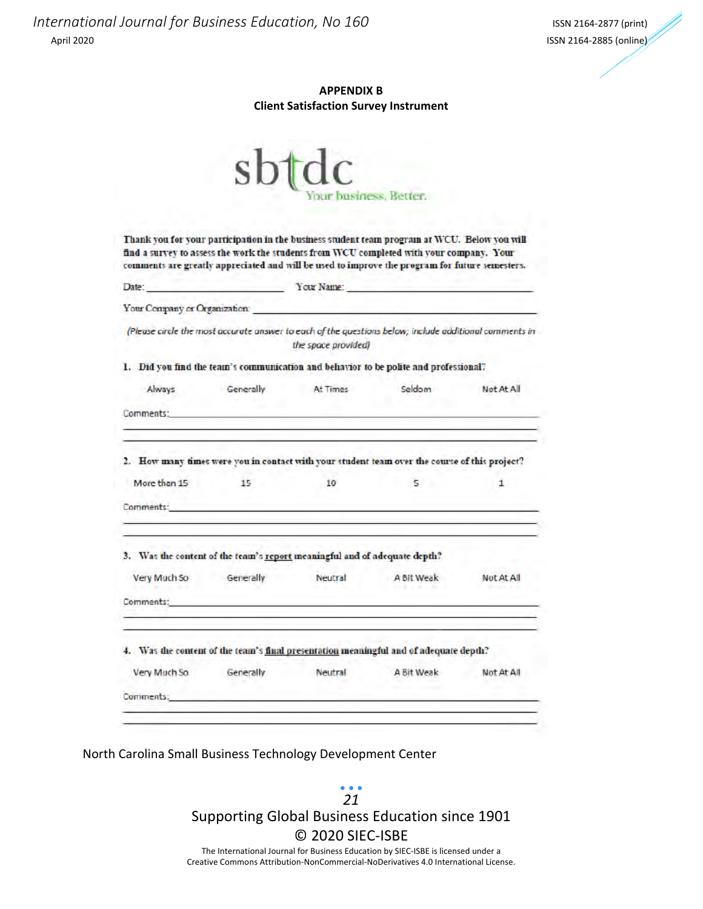**APPENDIX B**
**Client Satisfaction Survey Instrument**

sbtdc
Your business. Better.

**Thank you for your participation in the business student team program at WCU. Below you will find a survey to assess the work the students from WCU completed with your company. Your comments are greatly appreciated and will be used to improve the program for future semesters.**

Date: \_\_\_\_\_\_\_\_\_\_\_\_\_\_\_\_\_\_\_\_ Your Name: \_\_\_\_\_\_\_\_\_\_\_\_\_\_\_\_\_\_\_\_

Your Company or Organization: \_\_\_\_\_\_\_\_\_\_\_\_\_\_\_\_\_\_\_\_

*(Please circle the most accurate answer to each of the questions below; include additional comments in the space provided)*

**1. Did you find the team's communication and behavior to be polite and professional?**

Always Generally At Times Seldom Not At All

Comments: \_\_\_\_\_\_\_\_\_\_\_\_\_\_\_\_\_\_\_\_

**2. How many times were you in contact with your student team over the course of this project?**

More than 15 15 10 5 1

Comments: \_\_\_\_\_\_\_\_\_\_\_\_\_\_\_\_\_\_\_\_

**3. Was the content of the team's <u>report</u> meaningful and of adequate depth?**

Very Much So Generally Neutral A Bit Weak Not At All

Comments: \_\_\_\_\_\_\_\_\_\_\_\_\_\_\_\_\_\_\_\_

**4. Was the content of the team's <u>final presentation</u> meaningful and of adequate depth?**

Very Much So Generally Neutral A Bit Weak Not At All

Comments: \_\_\_\_\_\_\_\_\_\_\_\_\_\_\_\_\_\_\_\_

North Carolina Small Business Technology Development Center